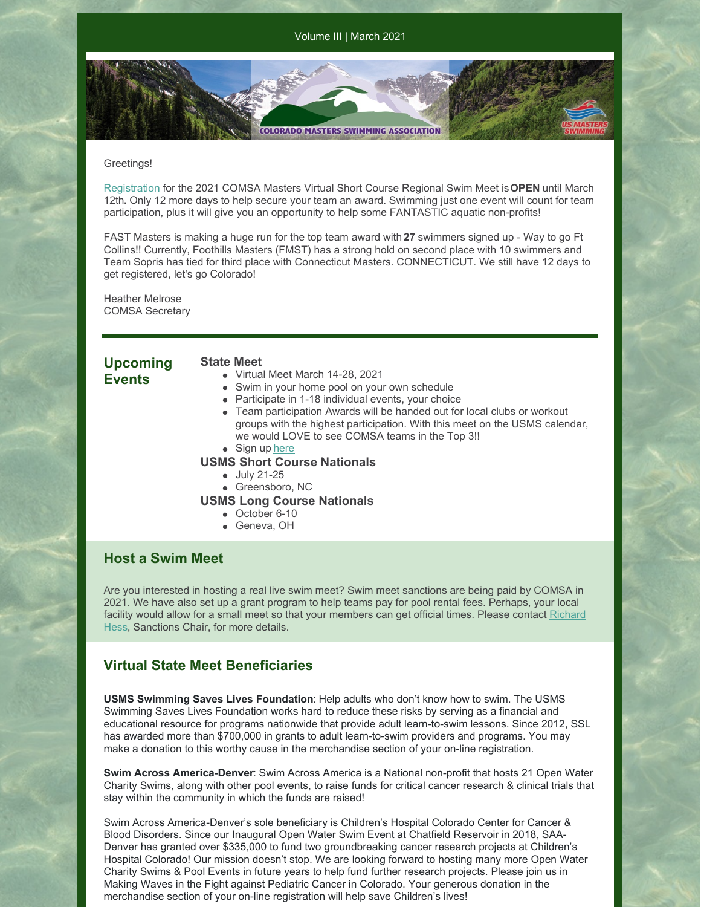Volume III | March 2021

Greetings!

Registration for the 2021 COMSA Masters Virtual Short Course Regional Swim Meet is **OPEN** until March 12th**.** Only 12 more days to help secure your team an award. Swimming just one event will count for team participation, plus it will give you an opportunity to help some FANTASTIC aquatic non-profits!

FAST Masters is making a huge run for the top team award with **27** swimmers signed up - Way to go Ft Collins!! Currently, Foothills Masters (FMST) has a strong hold on second place with 10 swimmers and Team Sopris has tied for third place with Connecticut Masters. CONNECTICUT. We still have 12 days to get registered, let's go Colorado!

Heather Melrose
COMSA Secretary

## Upcoming Events

### State Meet

- Virtual Meet March 14-28, 2021
- Swim in your home pool on your own schedule
- Participate in 1-18 individual events, your choice
- Team participation Awards will be handed out for local clubs or workout groups with the highest participation. With this meet on the USMS calendar, we would LOVE to see COMSA teams in the Top 3!!
- Sign up here

### USMS Short Course Nationals

- July 21-25
- Greensboro, NC

### USMS Long Course Nationals

- October 6-10
- Geneva, OH

## Host a Swim Meet

Are you interested in hosting a real live swim meet? Swim meet sanctions are being paid by COMSA in 2021. We have also set up a grant program to help teams pay for pool rental fees. Perhaps, your local facility would allow for a small meet so that your members can get official times. Please contact Richard Hess, Sanctions Chair, for more details.

## Virtual State Meet Beneficiaries

**USMS Swimming Saves Lives Foundation**: Help adults who don't know how to swim. The USMS Swimming Saves Lives Foundation works hard to reduce these risks by serving as a financial and educational resource for programs nationwide that provide adult learn-to-swim lessons. Since 2012, SSL has awarded more than $700,000 in grants to adult learn-to-swim providers and programs. You may make a donation to this worthy cause in the merchandise section of your on-line registration.

**Swim Across America-Denver**: Swim Across America is a National non-profit that hosts 21 Open Water Charity Swims, along with other pool events, to raise funds for critical cancer research & clinical trials that stay within the community in which the funds are raised!

Swim Across America-Denver's sole beneficiary is Children's Hospital Colorado Center for Cancer & Blood Disorders. Since our Inaugural Open Water Swim Event at Chatfield Reservoir in 2018, SAA-Denver has granted over $335,000 to fund two groundbreaking cancer research projects at Children's Hospital Colorado! Our mission doesn't stop. We are looking forward to hosting many more Open Water Charity Swims & Pool Events in future years to help fund further research projects. Please join us in Making Waves in the Fight against Pediatric Cancer in Colorado. Your generous donation in the merchandise section of your on-line registration will help save Children's lives!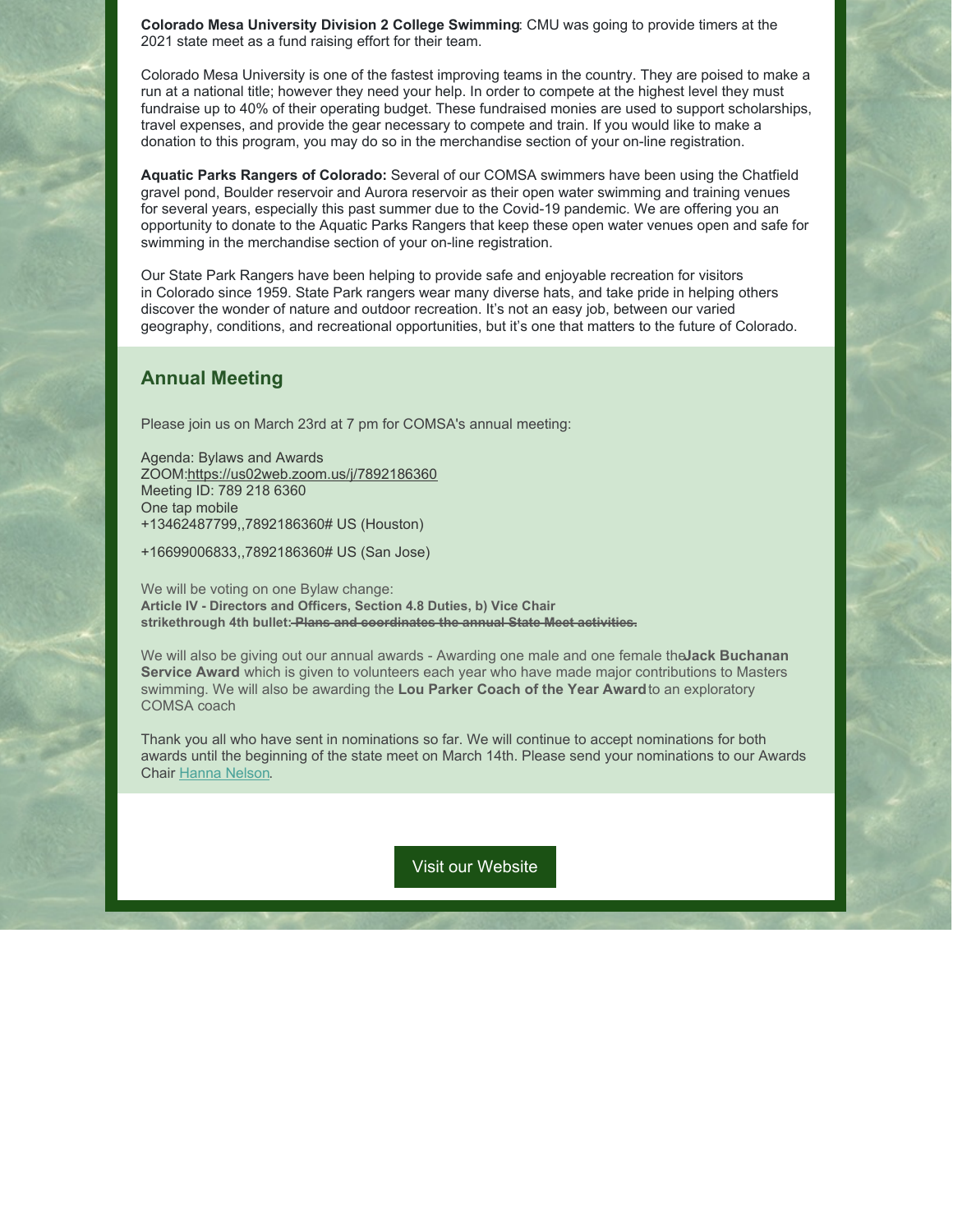**Colorado Mesa University Division 2 College Swimming**: CMU was going to provide timers at the 2021 state meet as a fund raising effort for their team.

Colorado Mesa University is one of the fastest improving teams in the country. They are poised to make a run at a national title; however they need your help. In order to compete at the highest level they must fundraise up to 40% of their operating budget. These fundraised monies are used to support scholarships, travel expenses, and provide the gear necessary to compete and train. If you would like to make a donation to this program, you may do so in the merchandise section of your on-line registration.

**Aquatic Parks Rangers of Colorado:** Several of our COMSA swimmers have been using the Chatfield gravel pond, Boulder reservoir and Aurora reservoir as their open water swimming and training venues for several years, especially this past summer due to the Covid-19 pandemic. We are offering you an opportunity to donate to the Aquatic Parks Rangers that keep these open water venues open and safe for swimming in the merchandise section of your on-line registration.

Our State Park Rangers have been helping to provide safe and enjoyable recreation for visitors in Colorado since 1959. State Park rangers wear many diverse hats, and take pride in helping others discover the wonder of nature and outdoor recreation. It's not an easy job, between our varied geography, conditions, and recreational opportunities, but it's one that matters to the future of Colorado.

## Annual Meeting

Please join us on March 23rd at 7 pm for COMSA's annual meeting:

Agenda: Bylaws and Awards
ZOOM:https://us02web.zoom.us/j/7892186360
Meeting ID: 789 218 6360
One tap mobile
+13462487799,,7892186360# US (Houston)

+16699006833,,7892186360# US (San Jose)

We will be voting on one Bylaw change:
**Article IV - Directors and Officers, Section 4.8 Duties, b) Vice Chair**
**strikethrough 4th bullet: ~~Plans and coordinates the annual State Meet activities.~~**

We will also be giving out our annual awards - Awarding one male and one female the **Jack Buchanan Service Award** which is given to volunteers each year who have made major contributions to Masters swimming. We will also be awarding the **Lou Parker Coach of the Year Award** to an exploratory COMSA coach

Thank you all who have sent in nominations so far. We will continue to accept nominations for both awards until the beginning of the state meet on March 14th. Please send your nominations to our Awards Chair Hanna Nelson.

Visit our Website